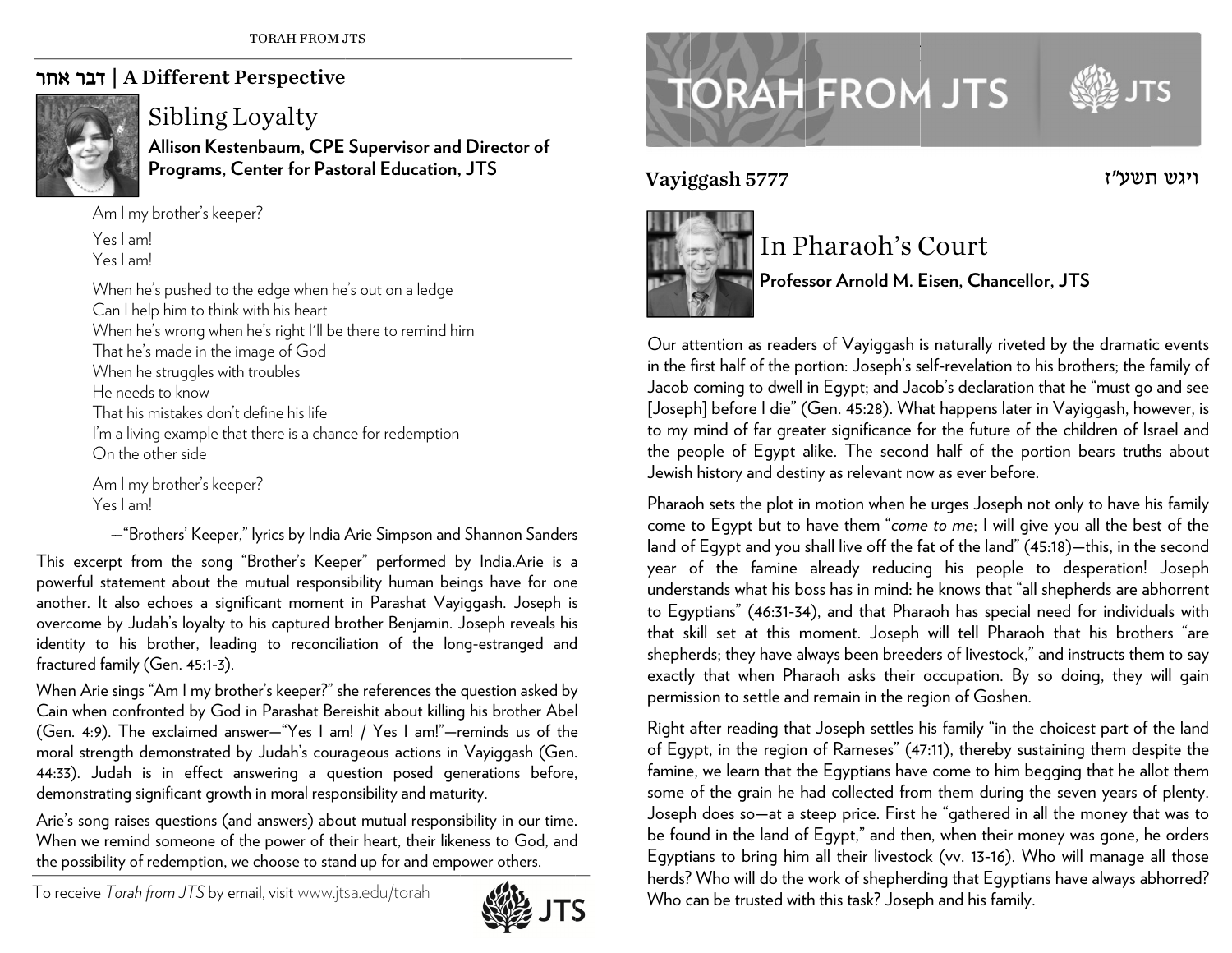## דבר אחר | A Different Perspective

# Sibling Loyalty

**Allison Kestenbaum, CPE Supervisor and Director of Programs, Center for Pastoral Education, JTS**

Am I my brother's keeper?

Yes I am!
Yes I am!

When he's pushed to the edge when he's out on a ledge
Can I help him to think with his heart
When he's wrong when he's right I'll be there to remind him
That he's made in the image of God
When he struggles with troubles
He needs to know
That his mistakes don't define his life
I'm a living example that there is a chance for redemption
On the other side

Am I my brother's keeper?
Yes I am!

—"Brothers' Keeper," lyrics by India Arie Simpson and Shannon Sanders

This excerpt from the song "Brother's Keeper" performed by India.Arie is a powerful statement about the mutual responsibility human beings have for one another. It also echoes a significant moment in Parashat Vayiggash. Joseph is overcome by Judah's loyalty to his captured brother Benjamin. Joseph reveals his identity to his brother, leading to reconciliation of the long-estranged and fractured family (Gen. 45:1-3).

When Arie sings "Am I my brother's keeper?" she references the question asked by Cain when confronted by God in Parashat Bereishit about killing his brother Abel (Gen. 4:9). The exclaimed answer—"Yes I am! / Yes I am!"—reminds us of the moral strength demonstrated by Judah's courageous actions in Vayiggash (Gen. 44:33). Judah is in effect answering a question posed generations before, demonstrating significant growth in moral responsibility and maturity.

Arie's song raises questions (and answers) about mutual responsibility in our time. When we remind someone of the power of their heart, their likeness to God, and the possibility of redemption, we choose to stand up for and empower others.

To receive *Torah from JTS* by email, visit www.jtsa.edu/torah

# TORAH FROM JTS

**Vayiggash 5777** ויגש תשע"ז

# In Pharaoh's Court

**Professor Arnold M. Eisen, Chancellor, JTS**

Our attention as readers of Vayiggash is naturally riveted by the dramatic events in the first half of the portion: Joseph's self-revelation to his brothers; the family of Jacob coming to dwell in Egypt; and Jacob's declaration that he "must go and see [Joseph] before I die" (Gen. 45:28). What happens later in Vayiggash, however, is to my mind of far greater significance for the future of the children of Israel and the people of Egypt alike. The second half of the portion bears truths about Jewish history and destiny as relevant now as ever before.

Pharaoh sets the plot in motion when he urges Joseph not only to have his family come to Egypt but to have them "*come to me*; I will give you all the best of the land of Egypt and you shall live off the fat of the land" (45:18)—this, in the second year of the famine already reducing his people to desperation! Joseph understands what his boss has in mind: he knows that "all shepherds are abhorrent to Egyptians" (46:31-34), and that Pharaoh has special need for individuals with that skill set at this moment. Joseph will tell Pharaoh that his brothers "are shepherds; they have always been breeders of livestock," and instructs them to say exactly that when Pharaoh asks their occupation. By so doing, they will gain permission to settle and remain in the region of Goshen.

Right after reading that Joseph settles his family "in the choicest part of the land of Egypt, in the region of Rameses" (47:11), thereby sustaining them despite the famine, we learn that the Egyptians have come to him begging that he allot them some of the grain he had collected from them during the seven years of plenty. Joseph does so—at a steep price. First he "gathered in all the money that was to be found in the land of Egypt," and then, when their money was gone, he orders Egyptians to bring him all their livestock (vv. 13-16). Who will manage all those herds? Who will do the work of shepherding that Egyptians have always abhorred? Who can be trusted with this task? Joseph and his family.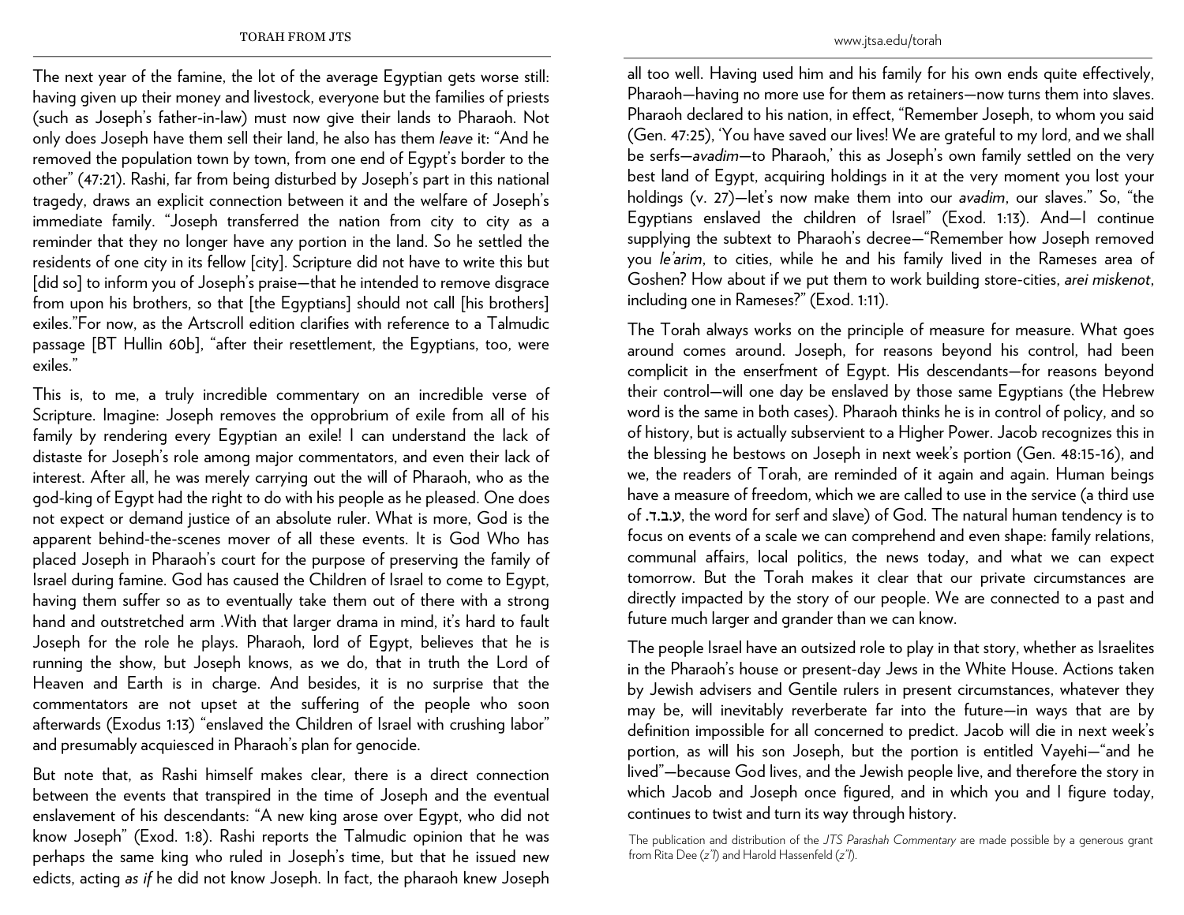The next year of the famine, the lot of the average Egyptian gets worse still: having given up their money and livestock, everyone but the families of priests (such as Joseph's father-in-law) must now give their lands to Pharaoh. Not only does Joseph have them sell their land, he also has them *leave* it: "And he removed the population town by town, from one end of Egypt's border to the other" (47:21). Rashi, far from being disturbed by Joseph's part in this national tragedy, draws an explicit connection between it and the welfare of Joseph's immediate family. "Joseph transferred the nation from city to city as a reminder that they no longer have any portion in the land. So he settled the residents of one city in its fellow [city]. Scripture did not have to write this but [did so] to inform you of Joseph's praise—that he intended to remove disgrace from upon his brothers, so that [the Egyptians] should not call [his brothers] exiles."For now, as the Artscroll edition clarifies with reference to a Talmudic passage [BT Hullin 60b], "after their resettlement, the Egyptians, too, were exiles."

This is, to me, a truly incredible commentary on an incredible verse of Scripture. Imagine: Joseph removes the opprobrium of exile from all of his family by rendering every Egyptian an exile! I can understand the lack of distaste for Joseph's role among major commentators, and even their lack of interest. After all, he was merely carrying out the will of Pharaoh, who as the god-king of Egypt had the right to do with his people as he pleased. One does not expect or demand justice of an absolute ruler. What is more, God is the apparent behind-the-scenes mover of all these events. It is God Who has placed Joseph in Pharaoh's court for the purpose of preserving the family of Israel during famine. God has caused the Children of Israel to come to Egypt, having them suffer so as to eventually take them out of there with a strong hand and outstretched arm .With that larger drama in mind, it's hard to fault Joseph for the role he plays. Pharaoh, lord of Egypt, believes that he is running the show, but Joseph knows, as we do, that in truth the Lord of Heaven and Earth is in charge. And besides, it is no surprise that the commentators are not upset at the suffering of the people who soon afterwards (Exodus 1:13) "enslaved the Children of Israel with crushing labor" and presumably acquiesced in Pharaoh's plan for genocide.

But note that, as Rashi himself makes clear, there is a direct connection between the events that transpired in the time of Joseph and the eventual enslavement of his descendants: "A new king arose over Egypt, who did not know Joseph" (Exod. 1:8). Rashi reports the Talmudic opinion that he was perhaps the same king who ruled in Joseph's time, but that he issued new edicts, acting *as if* he did not know Joseph. In fact, the pharaoh knew Joseph all too well. Having used him and his family for his own ends quite effectively, Pharaoh—having no more use for them as retainers—now turns them into slaves. Pharaoh declared to his nation, in effect, "Remember Joseph, to whom you said (Gen. 47:25), 'You have saved our lives! We are grateful to my lord, and we shall be serfs—*avadim*—to Pharaoh,' this as Joseph's own family settled on the very best land of Egypt, acquiring holdings in it at the very moment you lost your holdings (v. 27)—let's now make them into our *avadim*, our slaves." So, "the Egyptians enslaved the children of Israel" (Exod. 1:13). And—I continue supplying the subtext to Pharaoh's decree—"Remember how Joseph removed you *le'arim*, to cities, while he and his family lived in the Rameses area of Goshen? How about if we put them to work building store-cities, *arei miskenot*, including one in Rameses?" (Exod. 1:11).

The Torah always works on the principle of measure for measure. What goes around comes around. Joseph, for reasons beyond his control, had been complicit in the enserfment of Egypt. His descendants—for reasons beyond their control—will one day be enslaved by those same Egyptians (the Hebrew word is the same in both cases). Pharaoh thinks he is in control of policy, and so of history, but is actually subservient to a Higher Power. Jacob recognizes this in the blessing he bestows on Joseph in next week's portion (Gen. 48:15-16), and we, the readers of Torah, are reminded of it again and again. Human beings have a measure of freedom, which we are called to use in the service (a third use of **ע.ב.ד.**, the word for serf and slave) of God. The natural human tendency is to focus on events of a scale we can comprehend and even shape: family relations, communal affairs, local politics, the news today, and what we can expect tomorrow. But the Torah makes it clear that our private circumstances are directly impacted by the story of our people. We are connected to a past and future much larger and grander than we can know.

The people Israel have an outsized role to play in that story, whether as Israelites in the Pharaoh's house or present-day Jews in the White House. Actions taken by Jewish advisers and Gentile rulers in present circumstances, whatever they may be, will inevitably reverberate far into the future—in ways that are by definition impossible for all concerned to predict. Jacob will die in next week's portion, as will his son Joseph, but the portion is entitled Vayehi—"and he lived"—because God lives, and the Jewish people live, and therefore the story in which Jacob and Joseph once figured, and in which you and I figure today, continues to twist and turn its way through history.

The publication and distribution of the *JTS Parashah Commentary* are made possible by a generous grant from Rita Dee (*z"l*) and Harold Hassenfeld (*z"l*).